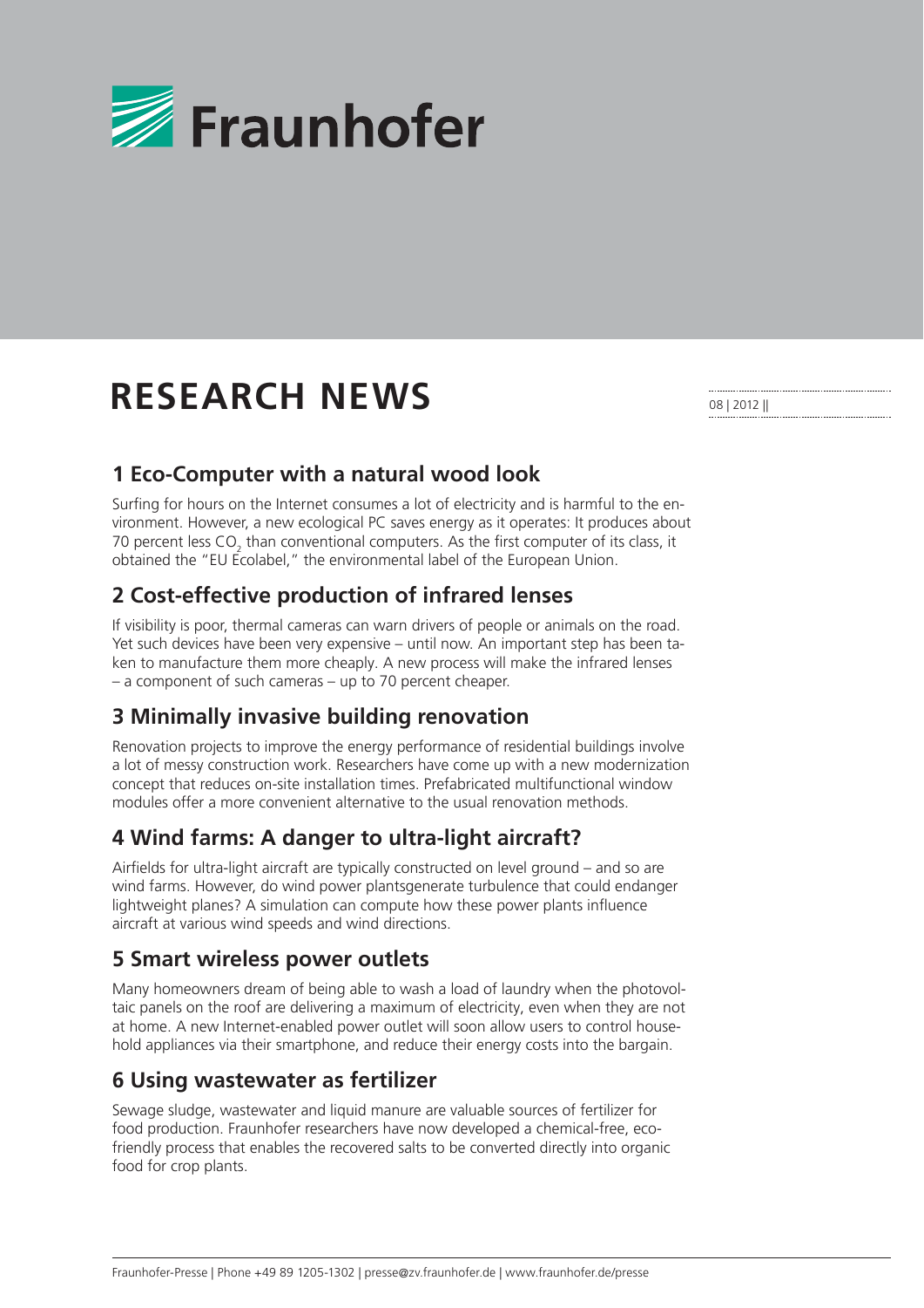Fraunhofer

# RESEARCH NEWS

08 | 2012 ||

## 1 Eco-Computer with a natural wood look

Surfing for hours on the Internet consumes a lot of electricity and is harmful to the environment. However, a new ecological PC saves energy as it operates: It produces about 70 percent less $CO_2$ than conventional computers. As the first computer of its class, it obtained the "EU Ecolabel," the environmental label of the European Union.

## 2 Cost-effective production of infrared lenses

If visibility is poor, thermal cameras can warn drivers of people or animals on the road. Yet such devices have been very expensive – until now. An important step has been taken to manufacture them more cheaply. A new process will make the infrared lenses – a component of such cameras – up to 70 percent cheaper.

## 3 Minimally invasive building renovation

Renovation projects to improve the energy performance of residential buildings involve a lot of messy construction work. Researchers have come up with a new modernization concept that reduces on-site installation times. Prefabricated multifunctional window modules offer a more convenient alternative to the usual renovation methods.

## 4 Wind farms: A danger to ultra-light aircraft?

Airfields for ultra-light aircraft are typically constructed on level ground – and so are wind farms. However, do wind power plantsgenerate turbulence that could endanger lightweight planes? A simulation can compute how these power plants influence aircraft at various wind speeds and wind directions.

## 5 Smart wireless power outlets

Many homeowners dream of being able to wash a load of laundry when the photovoltaic panels on the roof are delivering a maximum of electricity, even when they are not at home. A new Internet-enabled power outlet will soon allow users to control household appliances via their smartphone, and reduce their energy costs into the bargain.

## 6 Using wastewater as fertilizer

Sewage sludge, wastewater and liquid manure are valuable sources of fertilizer for food production. Fraunhofer researchers have now developed a chemical-free, eco-friendly process that enables the recovered salts to be converted directly into organic food for crop plants.

Fraunhofer-Presse | Phone +49 89 1205-1302 | presse@zv.fraunhofer.de | www.fraunhofer.de/presse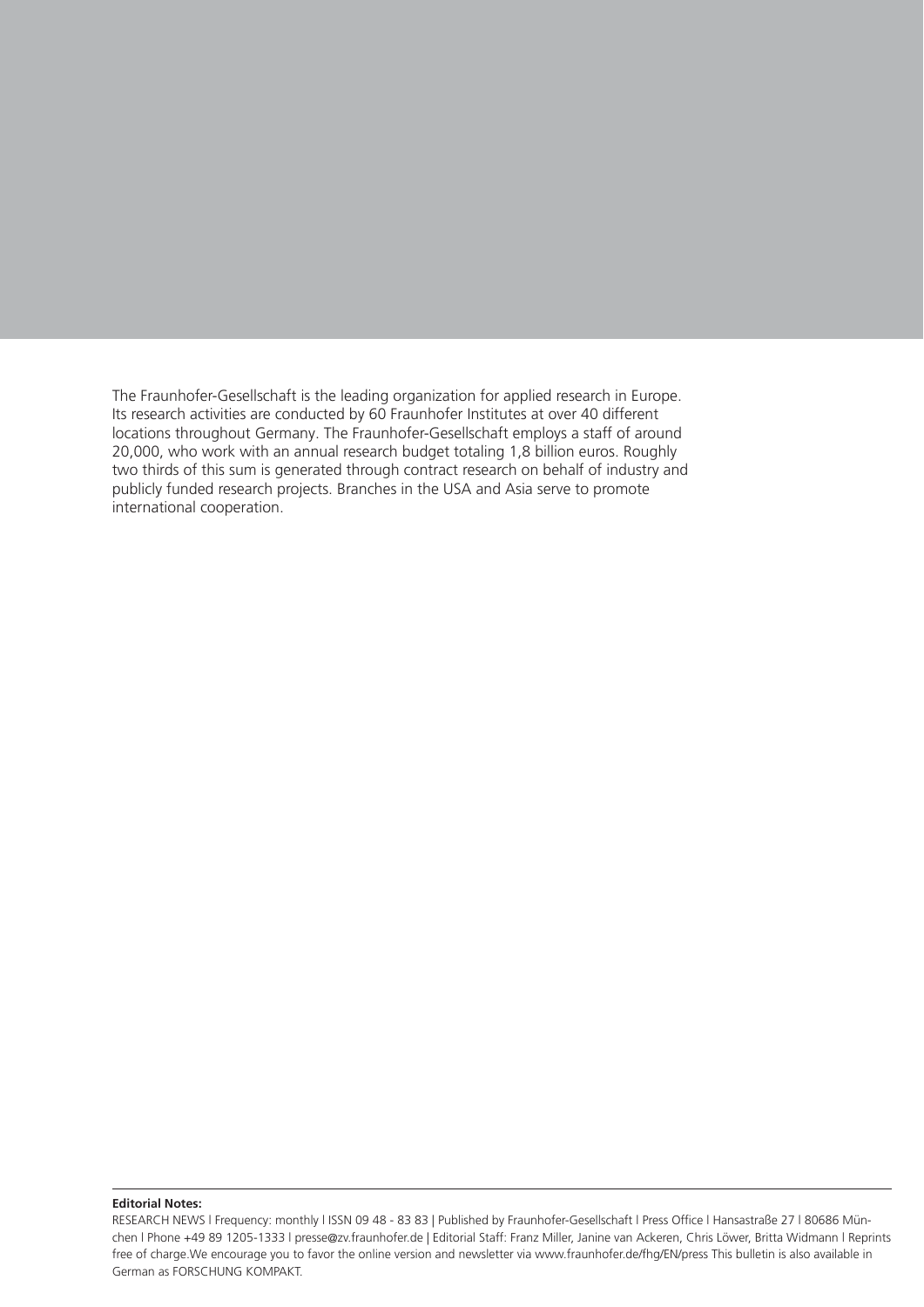The Fraunhofer-Gesellschaft is the leading organization for applied research in Europe. Its research activities are conducted by 60 Fraunhofer Institutes at over 40 different locations throughout Germany. The Fraunhofer-Gesellschaft employs a staff of around 20,000, who work with an annual research budget totaling 1,8 billion euros. Roughly two thirds of this sum is generated through contract research on behalf of industry and publicly funded research projects. Branches in the USA and Asia serve to promote international cooperation.

**Editorial Notes:**

RESEARCH NEWS | Frequency: monthly | ISSN 09 48 - 83 83 | Published by Fraunhofer-Gesellschaft | Press Office | Hansastraße 27 | 80686 München | Phone +49 89 1205-1333 | presse@zv.fraunhofer.de | Editorial Staff: Franz Miller, Janine van Ackeren, Chris Löwer, Britta Widmann | Reprints free of charge.We encourage you to favor the online version and newsletter via www.fraunhofer.de/fhg/EN/press This bulletin is also available in German as FORSCHUNG KOMPAKT.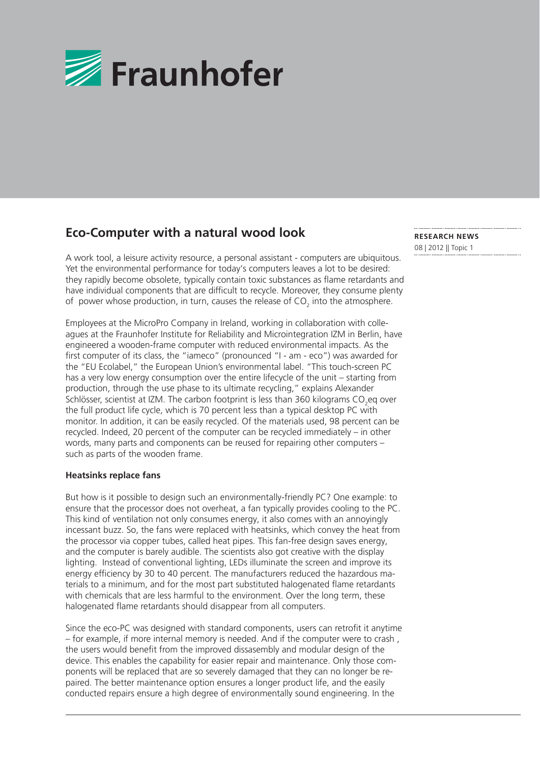Fraunhofer

# Eco-Computer with a natural wood look

**RESEARCH NEWS**
08 | 2012 || Topic 1

A work tool, a leisure activity resource, a personal assistant - computers are ubiquitous. Yet the environmental performance for today's computers leaves a lot to be desired: they rapidly become obsolete, typically contain toxic substances as flame retardants and have individual components that are difficult to recycle. Moreover, they consume plenty of power whose production, in turn, causes the release of $CO_2$ into the atmosphere.

Employees at the MicroPro Company in Ireland, working in collaboration with colleagues at the Fraunhofer Institute for Reliability and Microintegration IZM in Berlin, have engineered a wooden-frame computer with reduced environmental impacts. As the first computer of its class, the "iameco" (pronounced "I - am - eco") was awarded for the "EU Ecolabel," the European Union's environmental label. "This touch-screen PC has a very low energy consumption over the entire lifecycle of the unit – starting from production, through the use phase to its ultimate recycling," explains Alexander Schlösser, scientist at IZM. The carbon footprint is less than 360 kilograms $CO_2$eq over the full product life cycle, which is 70 percent less than a typical desktop PC with monitor. In addition, it can be easily recycled. Of the materials used, 98 percent can be recycled. Indeed, 20 percent of the computer can be recycled immediately – in other words, many parts and components can be reused for repairing other computers – such as parts of the wooden frame.

**Heatsinks replace fans**

But how is it possible to design such an environmentally-friendly PC? One example: to ensure that the processor does not overheat, a fan typically provides cooling to the PC. This kind of ventilation not only consumes energy, it also comes with an annoyingly incessant buzz. So, the fans were replaced with heatsinks, which convey the heat from the processor via copper tubes, called heat pipes. This fan-free design saves energy, and the computer is barely audible. The scientists also got creative with the display lighting. Instead of conventional lighting, LEDs illuminate the screen and improve its energy efficiency by 30 to 40 percent. The manufacturers reduced the hazardous materials to a minimum, and for the most part substituted halogenated flame retardants with chemicals that are less harmful to the environment. Over the long term, these halogenated flame retardants should disappear from all computers.

Since the eco-PC was designed with standard components, users can retrofit it anytime – for example, if more internal memory is needed. And if the computer were to crash , the users would benefit from the improved dissasembly and modular design of the device. This enables the capability for easier repair and maintenance. Only those components will be replaced that are so severely damaged that they can no longer be repaired. The better maintenance option ensures a longer product life, and the easily conducted repairs ensure a high degree of environmentally sound engineering. In the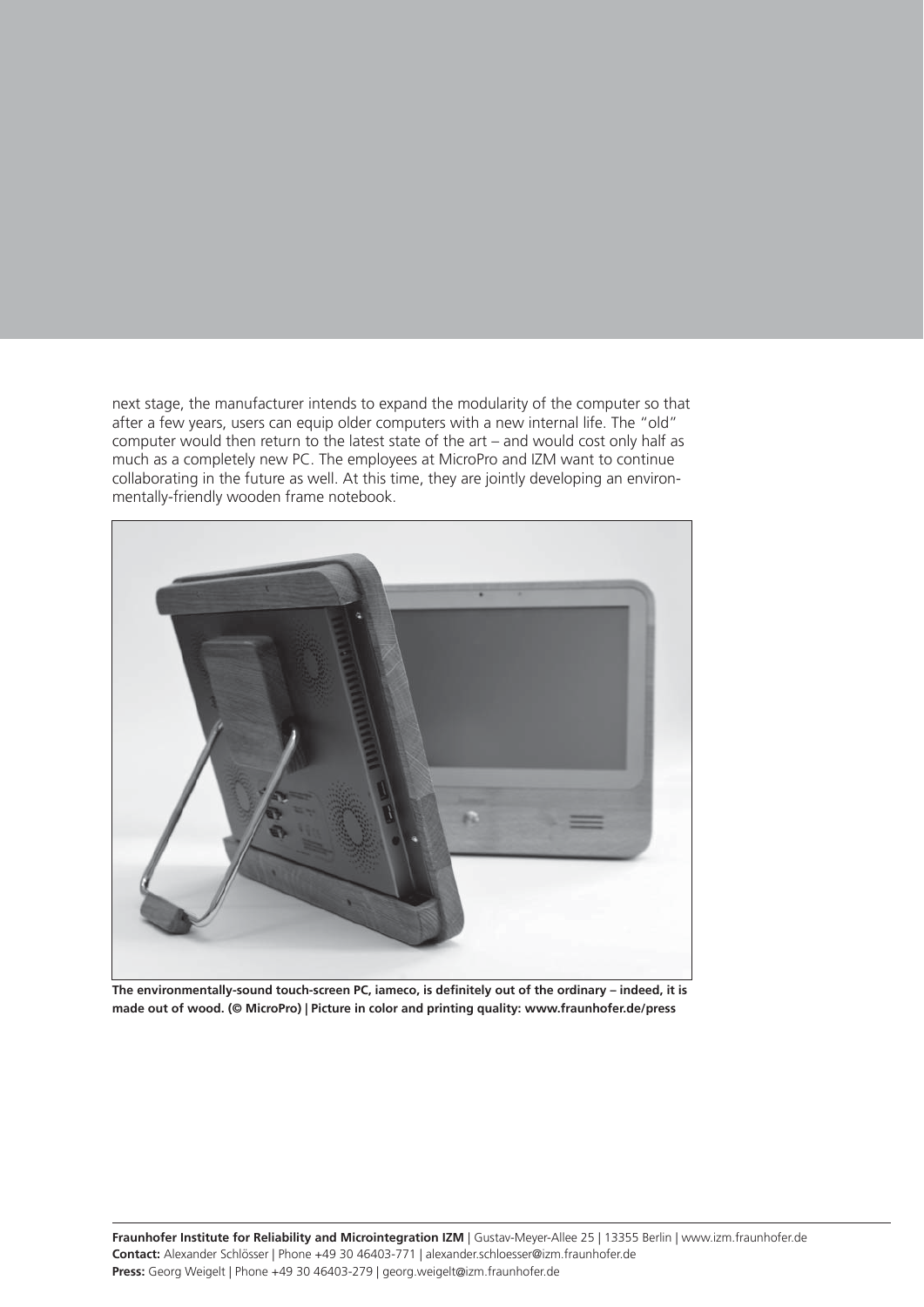next stage, the manufacturer intends to expand the modularity of the computer so that after a few years, users can equip older computers with a new internal life. The "old" computer would then return to the latest state of the art – and would cost only half as much as a completely new PC. The employees at MicroPro and IZM want to continue collaborating in the future as well. At this time, they are jointly developing an environmentally-friendly wooden frame notebook.

**The environmentally-sound touch-screen PC, iameco, is definitely out of the ordinary – indeed, it is made out of wood. (© MicroPro) | Picture in color and printing quality: www.fraunhofer.de/press**

**Fraunhofer Institute for Reliability and Microintegration IZM** | Gustav-Meyer-Allee 25 | 13355 Berlin | www.izm.fraunhofer.de
**Contact:** Alexander Schlösser | Phone +49 30 46403-771 | alexander.schloesser@izm.fraunhofer.de
**Press:** Georg Weigelt | Phone +49 30 46403-279 | georg.weigelt@izm.fraunhofer.de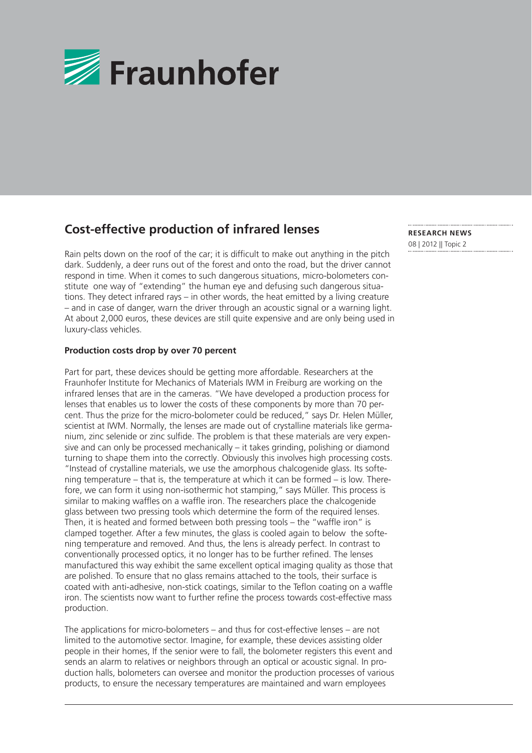# Cost-effective production of infrared lenses

**RESEARCH NEWS**

08 | 2012 || Topic 2

Rain pelts down on the roof of the car; it is difficult to make out anything in the pitch dark. Suddenly, a deer runs out of the forest and onto the road, but the driver cannot respond in time. When it comes to such dangerous situations, micro-bolometers constitute one way of "extending" the human eye and defusing such dangerous situations. They detect infrared rays – in other words, the heat emitted by a living creature – and in case of danger, warn the driver through an acoustic signal or a warning light. At about 2,000 euros, these devices are still quite expensive and are only being used in luxury-class vehicles.

## Production costs drop by over 70 percent

Part for part, these devices should be getting more affordable. Researchers at the Fraunhofer Institute for Mechanics of Materials IWM in Freiburg are working on the infrared lenses that are in the cameras. "We have developed a production process for lenses that enables us to lower the costs of these components by more than 70 percent. Thus the prize for the micro-bolometer could be reduced," says Dr. Helen Müller, scientist at IWM. Normally, the lenses are made out of crystalline materials like germanium, zinc selenide or zinc sulfide. The problem is that these materials are very expensive and can only be processed mechanically – it takes grinding, polishing or diamond turning to shape them into the correctly. Obviously this involves high processing costs. "Instead of crystalline materials, we use the amorphous chalcogenide glass. Its softening temperature – that is, the temperature at which it can be formed – is low. Therefore, we can form it using non-isothermic hot stamping," says Müller. This process is similar to making waffles on a waffle iron. The researchers place the chalcogenide glass between two pressing tools which determine the form of the required lenses. Then, it is heated and formed between both pressing tools – the "waffle iron" is clamped together. After a few minutes, the glass is cooled again to below the softening temperature and removed. And thus, the lens is already perfect. In contrast to conventionally processed optics, it no longer has to be further refined. The lenses manufactured this way exhibit the same excellent optical imaging quality as those that are polished. To ensure that no glass remains attached to the tools, their surface is coated with anti-adhesive, non-stick coatings, similar to the Teflon coating on a waffle iron. The scientists now want to further refine the process towards cost-effective mass production.

The applications for micro-bolometers – and thus for cost-effective lenses – are not limited to the automotive sector. Imagine, for example, these devices assisting older people in their homes, If the senior were to fall, the bolometer registers this event and sends an alarm to relatives or neighbors through an optical or acoustic signal. In production halls, bolometers can oversee and monitor the production processes of various products, to ensure the necessary temperatures are maintained and warn employees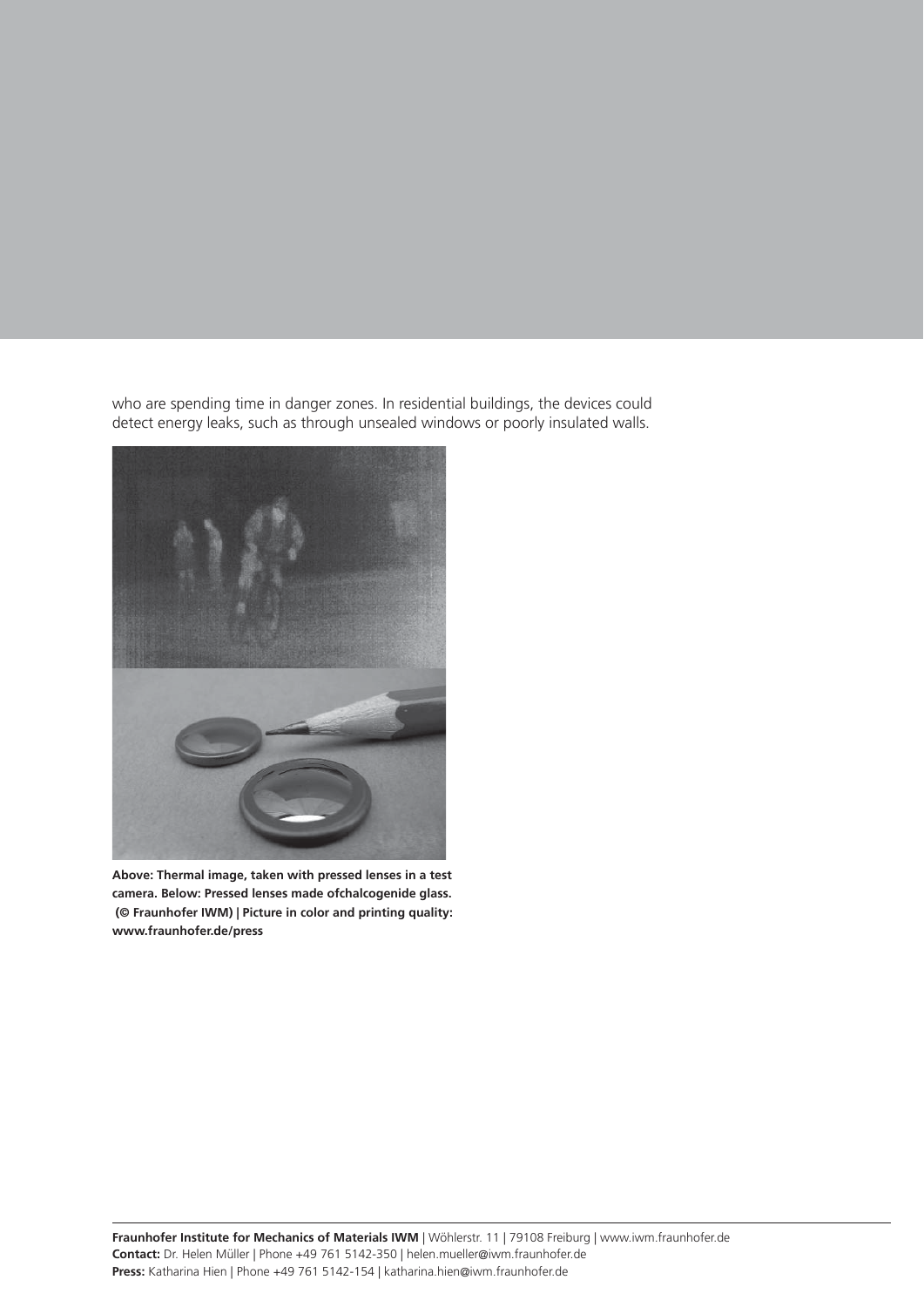who are spending time in danger zones. In residential buildings, the devices could detect energy leaks, such as through unsealed windows or poorly insulated walls.

**Above: Thermal image, taken with pressed lenses in a test camera. Below: Pressed lenses made ofchalcogenide glass. (© Fraunhofer IWM) | Picture in color and printing quality: www.fraunhofer.de/press**

**Fraunhofer Institute for Mechanics of Materials IWM** | Wöhlerstr. 11 | 79108 Freiburg | www.iwm.fraunhofer.de
**Contact:** Dr. Helen Müller | Phone +49 761 5142-350 | helen.mueller@iwm.fraunhofer.de
**Press:** Katharina Hien | Phone +49 761 5142-154 | katharina.hien@iwm.fraunhofer.de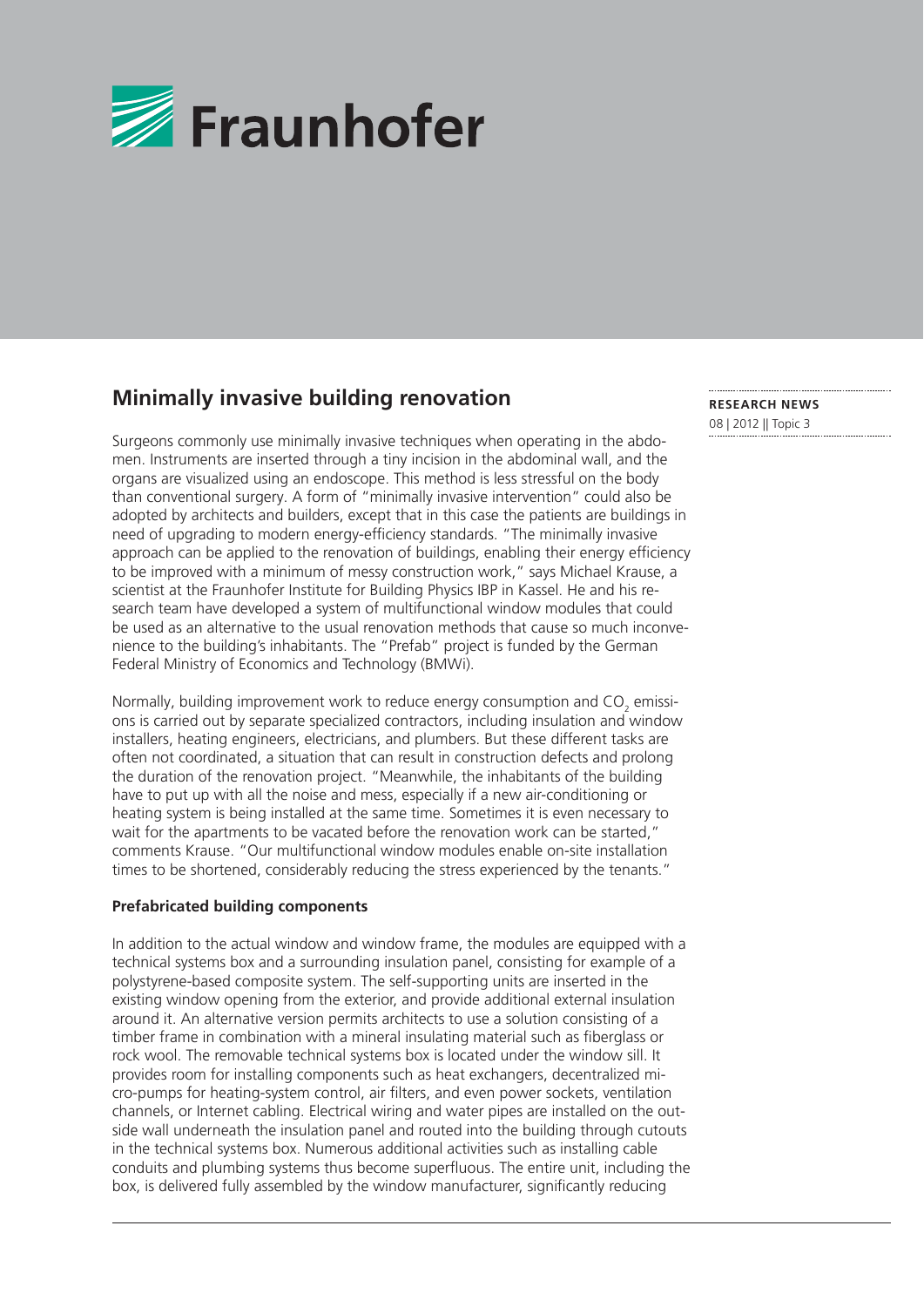# Minimally invasive building renovation

**RESEARCH NEWS**
08 | 2012 || Topic 3

Surgeons commonly use minimally invasive techniques when operating in the abdomen. Instruments are inserted through a tiny incision in the abdominal wall, and the organs are visualized using an endoscope. This method is less stressful on the body than conventional surgery. A form of "minimally invasive intervention" could also be adopted by architects and builders, except that in this case the patients are buildings in need of upgrading to modern energy-efficiency standards. "The minimally invasive approach can be applied to the renovation of buildings, enabling their energy efficiency to be improved with a minimum of messy construction work," says Michael Krause, a scientist at the Fraunhofer Institute for Building Physics IBP in Kassel. He and his research team have developed a system of multifunctional window modules that could be used as an alternative to the usual renovation methods that cause so much inconvenience to the building's inhabitants. The "Prefab" project is funded by the German Federal Ministry of Economics and Technology (BMWi).

Normally, building improvement work to reduce energy consumption and $CO_2$ emissions is carried out by separate specialized contractors, including insulation and window installers, heating engineers, electricians, and plumbers. But these different tasks are often not coordinated, a situation that can result in construction defects and prolong the duration of the renovation project. "Meanwhile, the inhabitants of the building have to put up with all the noise and mess, especially if a new air-conditioning or heating system is being installed at the same time. Sometimes it is even necessary to wait for the apartments to be vacated before the renovation work can be started," comments Krause. "Our multifunctional window modules enable on-site installation times to be shortened, considerably reducing the stress experienced by the tenants."

**Prefabricated building components**

In addition to the actual window and window frame, the modules are equipped with a technical systems box and a surrounding insulation panel, consisting for example of a polystyrene-based composite system. The self-supporting units are inserted in the existing window opening from the exterior, and provide additional external insulation around it. An alternative version permits architects to use a solution consisting of a timber frame in combination with a mineral insulating material such as fiberglass or rock wool. The removable technical systems box is located under the window sill. It provides room for installing components such as heat exchangers, decentralized micro-pumps for heating-system control, air filters, and even power sockets, ventilation channels, or Internet cabling. Electrical wiring and water pipes are installed on the outside wall underneath the insulation panel and routed into the building through cutouts in the technical systems box. Numerous additional activities such as installing cable conduits and plumbing systems thus become superfluous. The entire unit, including the box, is delivered fully assembled by the window manufacturer, significantly reducing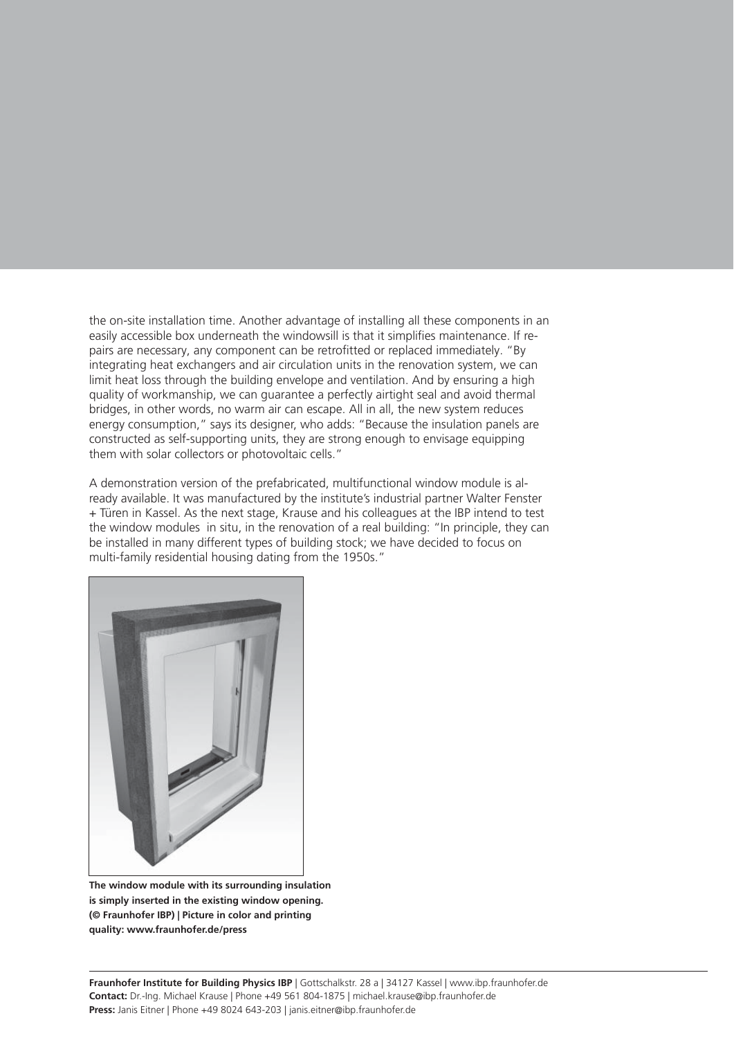the on-site installation time. Another advantage of installing all these components in an easily accessible box underneath the windowsill is that it simplifies maintenance. If repairs are necessary, any component can be retrofitted or replaced immediately. "By integrating heat exchangers and air circulation units in the renovation system, we can limit heat loss through the building envelope and ventilation. And by ensuring a high quality of workmanship, we can guarantee a perfectly airtight seal and avoid thermal bridges, in other words, no warm air can escape. All in all, the new system reduces energy consumption," says its designer, who adds: "Because the insulation panels are constructed as self-supporting units, they are strong enough to envisage equipping them with solar collectors or photovoltaic cells."

A demonstration version of the prefabricated, multifunctional window module is already available. It was manufactured by the institute's industrial partner Walter Fenster + Türen in Kassel. As the next stage, Krause and his colleagues at the IBP intend to test the window modules in situ, in the renovation of a real building: "In principle, they can be installed in many different types of building stock; we have decided to focus on multi-family residential housing dating from the 1950s."

**The window module with its surrounding insulation is simply inserted in the existing window opening. (© Fraunhofer IBP) | Picture in color and printing quality: www.fraunhofer.de/press**

**Fraunhofer Institute for Building Physics IBP** | Gottschalkstr. 28 a | 34127 Kassel | www.ibp.fraunhofer.de
**Contact:** Dr.-Ing. Michael Krause | Phone +49 561 804-1875 | michael.krause@ibp.fraunhofer.de
**Press:** Janis Eitner | Phone +49 8024 643-203 | janis.eitner@ibp.fraunhofer.de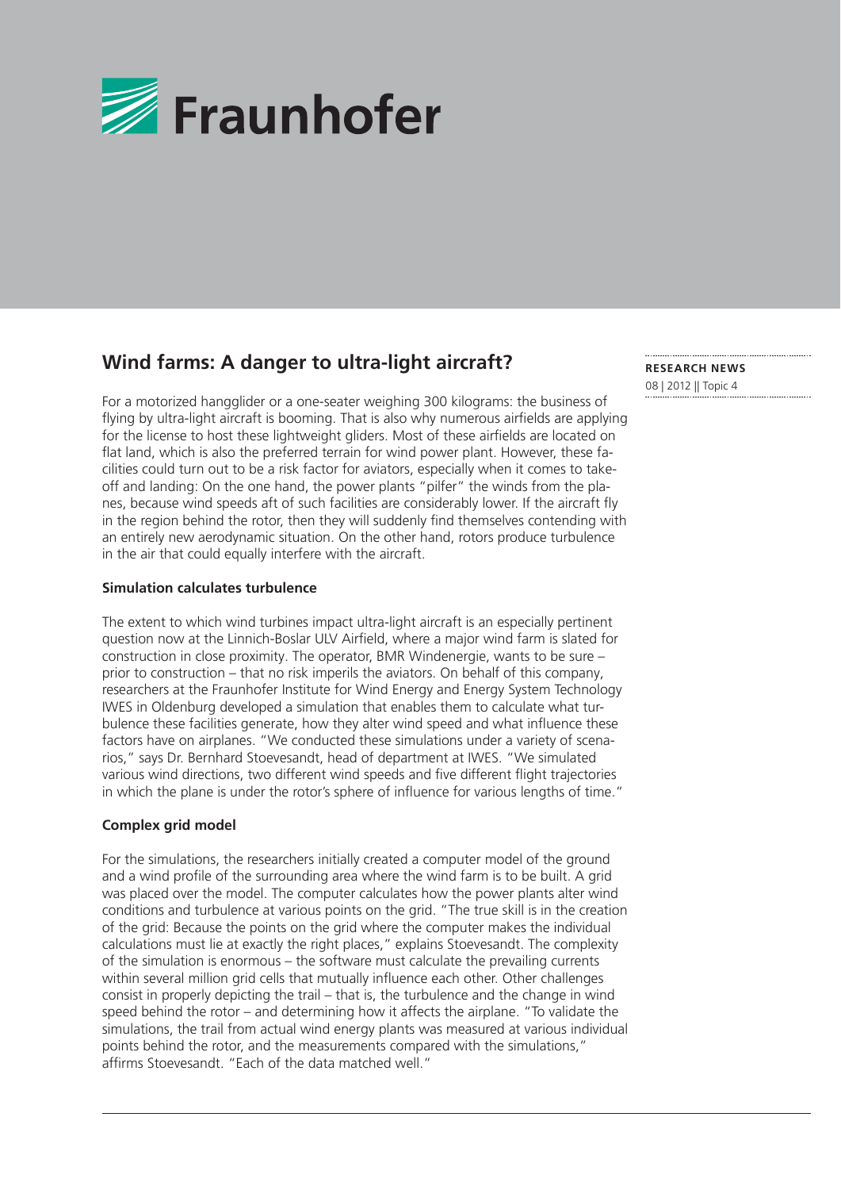## Wind farms: A danger to ultra-light aircraft?

**RESEARCH NEWS**
08 | 2012 || Topic 4

For a motorized hangglider or a one-seater weighing 300 kilograms: the business of flying by ultra-light aircraft is booming. That is also why numerous airfields are applying for the license to host these lightweight gliders. Most of these airfields are located on flat land, which is also the preferred terrain for wind power plant. However, these facilities could turn out to be a risk factor for aviators, especially when it comes to take-off and landing: On the one hand, the power plants "pilfer" the winds from the planes, because wind speeds aft of such facilities are considerably lower. If the aircraft fly in the region behind the rotor, then they will suddenly find themselves contending with an entirely new aerodynamic situation. On the other hand, rotors produce turbulence in the air that could equally interfere with the aircraft.

### Simulation calculates turbulence

The extent to which wind turbines impact ultra-light aircraft is an especially pertinent question now at the Linnich-Boslar ULV Airfield, where a major wind farm is slated for construction in close proximity. The operator, BMR Windenergie, wants to be sure – prior to construction – that no risk imperils the aviators. On behalf of this company, researchers at the Fraunhofer Institute for Wind Energy and Energy System Technology IWES in Oldenburg developed a simulation that enables them to calculate what turbulence these facilities generate, how they alter wind speed and what influence these factors have on airplanes. "We conducted these simulations under a variety of scenarios," says Dr. Bernhard Stoevesandt, head of department at IWES. "We simulated various wind directions, two different wind speeds and five different flight trajectories in which the plane is under the rotor's sphere of influence for various lengths of time."

### Complex grid model

For the simulations, the researchers initially created a computer model of the ground and a wind profile of the surrounding area where the wind farm is to be built. A grid was placed over the model. The computer calculates how the power plants alter wind conditions and turbulence at various points on the grid. "The true skill is in the creation of the grid: Because the points on the grid where the computer makes the individual calculations must lie at exactly the right places," explains Stoevesandt. The complexity of the simulation is enormous – the software must calculate the prevailing currents within several million grid cells that mutually influence each other. Other challenges consist in properly depicting the trail – that is, the turbulence and the change in wind speed behind the rotor – and determining how it affects the airplane. "To validate the simulations, the trail from actual wind energy plants was measured at various individual points behind the rotor, and the measurements compared with the simulations," affirms Stoevesandt. "Each of the data matched well."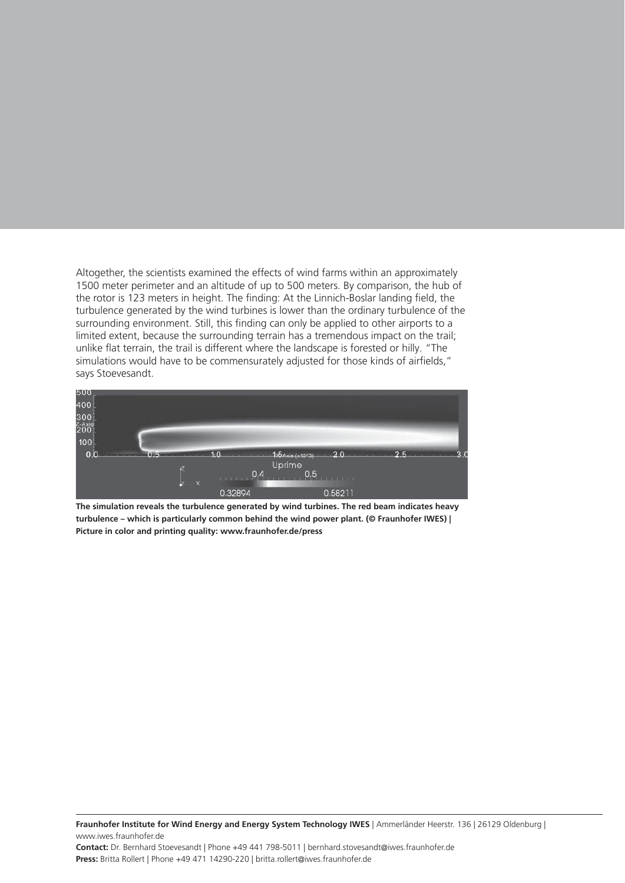Altogether, the scientists examined the effects of wind farms within an approximately 1500 meter perimeter and an altitude of up to 500 meters. By comparison, the hub of the rotor is 123 meters in height. The finding: At the Linnich-Boslar landing field, the turbulence generated by the wind turbines is lower than the ordinary turbulence of the surrounding environment. Still, this finding can only be applied to other airports to a limited extent, because the surrounding terrain has a tremendous impact on the trail; unlike flat terrain, the trail is different where the landscape is forested or hilly. "The simulations would have to be commensurately adjusted for those kinds of airfields," says Stoevesandt.

**The simulation reveals the turbulence generated by wind turbines. The red beam indicates heavy turbulence – which is particularly common behind the wind power plant. (© Fraunhofer IWES) | Picture in color and printing quality: www.fraunhofer.de/press**

**Fraunhofer Institute for Wind Energy and Energy System Technology IWES** | Ammerländer Heerstr. 136 | 26129 Oldenburg | www.iwes.fraunhofer.de

**Contact:** Dr. Bernhard Stoevesandt | Phone +49 441 798-5011 | bernhard.stovesandt@iwes.fraunhofer.de

**Press:** Britta Rollert | Phone +49 471 14290-220 | britta.rollert@iwes.fraunhofer.de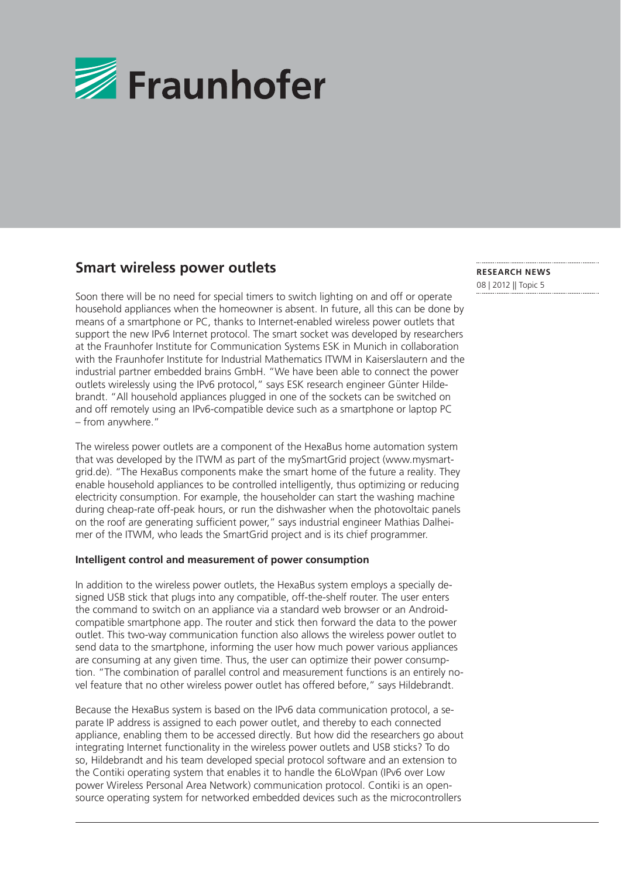## Smart wireless power outlets

**RESEARCH NEWS**
08 | 2012 || Topic 5

Soon there will be no need for special timers to switch lighting on and off or operate household appliances when the homeowner is absent. In future, all this can be done by means of a smartphone or PC, thanks to Internet-enabled wireless power outlets that support the new IPv6 Internet protocol. The smart socket was developed by researchers at the Fraunhofer Institute for Communication Systems ESK in Munich in collaboration with the Fraunhofer Institute for Industrial Mathematics ITWM in Kaiserslautern and the industrial partner embedded brains GmbH. "We have been able to connect the power outlets wirelessly using the IPv6 protocol," says ESK research engineer Günter Hildebrandt. "All household appliances plugged in one of the sockets can be switched on and off remotely using an IPv6-compatible device such as a smartphone or laptop PC – from anywhere."

The wireless power outlets are a component of the HexaBus home automation system that was developed by the ITWM as part of the mySmartGrid project (www.mysmartgrid.de). "The HexaBus components make the smart home of the future a reality. They enable household appliances to be controlled intelligently, thus optimizing or reducing electricity consumption. For example, the householder can start the washing machine during cheap-rate off-peak hours, or run the dishwasher when the photovoltaic panels on the roof are generating sufficient power," says industrial engineer Mathias Dalheimer of the ITWM, who leads the SmartGrid project and is its chief programmer.

### Intelligent control and measurement of power consumption

In addition to the wireless power outlets, the HexaBus system employs a specially designed USB stick that plugs into any compatible, off-the-shelf router. The user enters the command to switch on an appliance via a standard web browser or an Android-compatible smartphone app. The router and stick then forward the data to the power outlet. This two-way communication function also allows the wireless power outlet to send data to the smartphone, informing the user how much power various appliances are consuming at any given time. Thus, the user can optimize their power consumption. "The combination of parallel control and measurement functions is an entirely novel feature that no other wireless power outlet has offered before," says Hildebrandt.

Because the HexaBus system is based on the IPv6 data communication protocol, a separate IP address is assigned to each power outlet, and thereby to each connected appliance, enabling them to be accessed directly. But how did the researchers go about integrating Internet functionality in the wireless power outlets and USB sticks? To do so, Hildebrandt and his team developed special protocol software and an extension to the Contiki operating system that enables it to handle the 6LoWpan (IPv6 over Low power Wireless Personal Area Network) communication protocol. Contiki is an open-source operating system for networked embedded devices such as the microcontrollers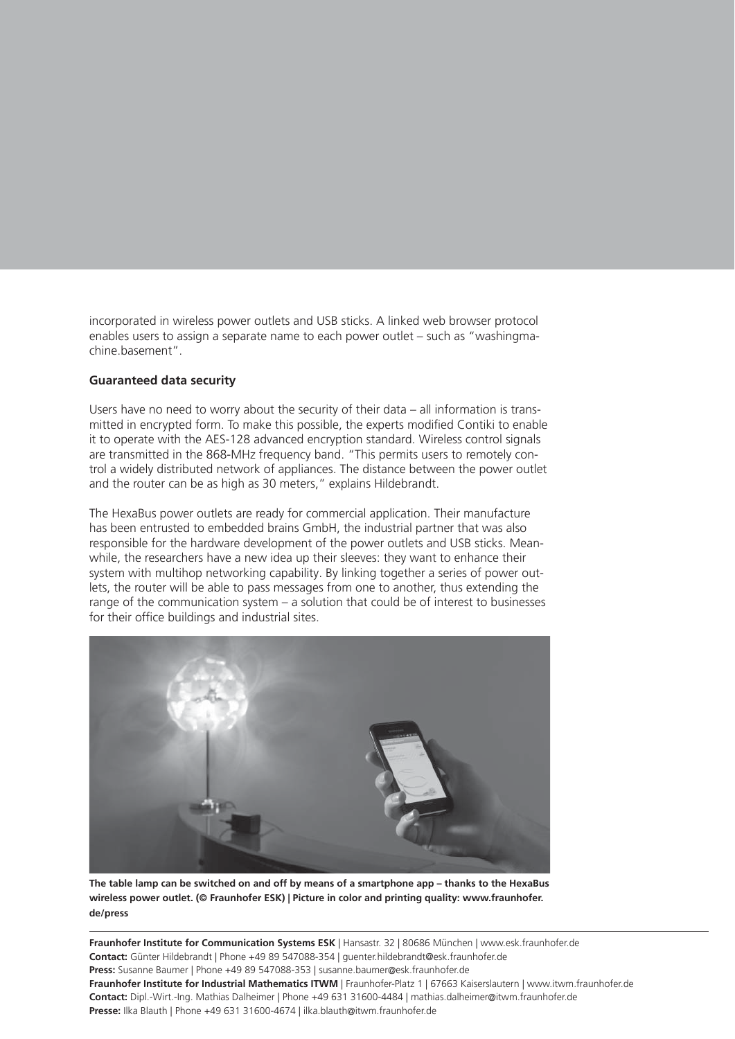incorporated in wireless power outlets and USB sticks. A linked web browser protocol enables users to assign a separate name to each power outlet – such as "washingmachine.basement".

**Guaranteed data security**

Users have no need to worry about the security of their data – all information is transmitted in encrypted form. To make this possible, the experts modified Contiki to enable it to operate with the AES-128 advanced encryption standard. Wireless control signals are transmitted in the 868-MHz frequency band. "This permits users to remotely control a widely distributed network of appliances. The distance between the power outlet and the router can be as high as 30 meters," explains Hildebrandt.

The HexaBus power outlets are ready for commercial application. Their manufacture has been entrusted to embedded brains GmbH, the industrial partner that was also responsible for the hardware development of the power outlets and USB sticks. Meanwhile, the researchers have a new idea up their sleeves: they want to enhance their system with multihop networking capability. By linking together a series of power outlets, the router will be able to pass messages from one to another, thus extending the range of the communication system – a solution that could be of interest to businesses for their office buildings and industrial sites.

**The table lamp can be switched on and off by means of a smartphone app – thanks to the HexaBus wireless power outlet. (© Fraunhofer ESK) | Picture in color and printing quality: www.fraunhofer.de/press**

**Fraunhofer Institute for Communication Systems ESK** | Hansastr. 32 | 80686 München | www.esk.fraunhofer.de
**Contact:** Günter Hildebrandt | Phone +49 89 547088-354 | guenter.hildebrandt@esk.fraunhofer.de
**Press:** Susanne Baumer | Phone +49 89 547088-353 | susanne.baumer@esk.fraunhofer.de
**Fraunhofer Institute for Industrial Mathematics ITWM** | Fraunhofer-Platz 1 | 67663 Kaiserslautern | www.itwm.fraunhofer.de
**Contact:** Dipl.-Wirt.-Ing. Mathias Dalheimer | Phone +49 631 31600-4484 | mathias.dalheimer@itwm.fraunhofer.de
**Presse:** Ilka Blauth | Phone +49 631 31600-4674 | ilka.blauth@itwm.fraunhofer.de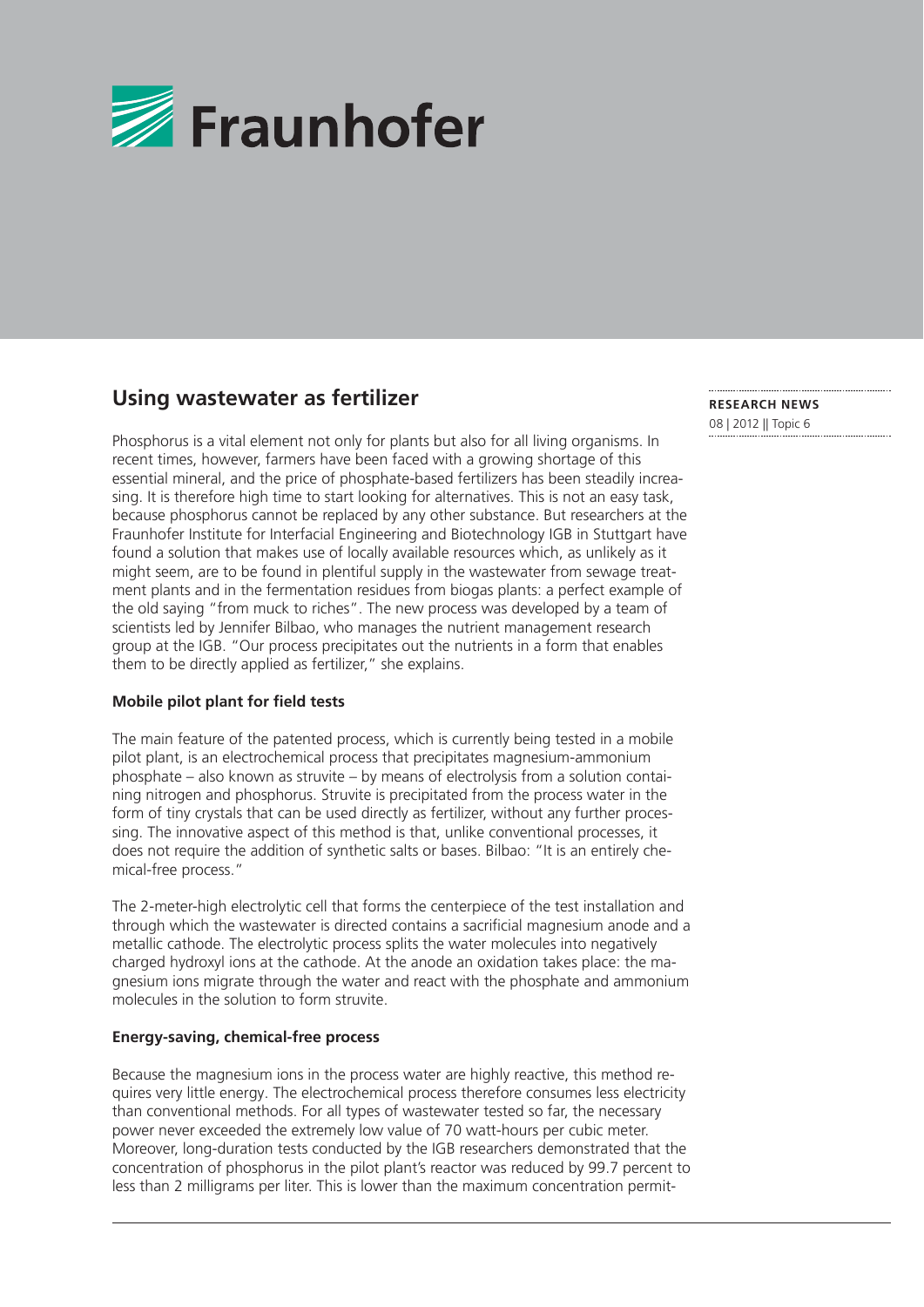## Using wastewater as fertilizer

**RESEARCH NEWS**

08 | 2012 || Topic 6

Phosphorus is a vital element not only for plants but also for all living organisms. In recent times, however, farmers have been faced with a growing shortage of this essential mineral, and the price of phosphate-based fertilizers has been steadily increasing. It is therefore high time to start looking for alternatives. This is not an easy task, because phosphorus cannot be replaced by any other substance. But researchers at the Fraunhofer Institute for Interfacial Engineering and Biotechnology IGB in Stuttgart have found a solution that makes use of locally available resources which, as unlikely as it might seem, are to be found in plentiful supply in the wastewater from sewage treatment plants and in the fermentation residues from biogas plants: a perfect example of the old saying "from muck to riches". The new process was developed by a team of scientists led by Jennifer Bilbao, who manages the nutrient management research group at the IGB. "Our process precipitates out the nutrients in a form that enables them to be directly applied as fertilizer," she explains.

**Mobile pilot plant for field tests**

The main feature of the patented process, which is currently being tested in a mobile pilot plant, is an electrochemical process that precipitates magnesium-ammonium phosphate – also known as struvite – by means of electrolysis from a solution containing nitrogen and phosphorus. Struvite is precipitated from the process water in the form of tiny crystals that can be used directly as fertilizer, without any further processing. The innovative aspect of this method is that, unlike conventional processes, it does not require the addition of synthetic salts or bases. Bilbao: "It is an entirely chemical-free process."

The 2-meter-high electrolytic cell that forms the centerpiece of the test installation and through which the wastewater is directed contains a sacrificial magnesium anode and a metallic cathode. The electrolytic process splits the water molecules into negatively charged hydroxyl ions at the cathode. At the anode an oxidation takes place: the magnesium ions migrate through the water and react with the phosphate and ammonium molecules in the solution to form struvite.

**Energy-saving, chemical-free process**

Because the magnesium ions in the process water are highly reactive, this method requires very little energy. The electrochemical process therefore consumes less electricity than conventional methods. For all types of wastewater tested so far, the necessary power never exceeded the extremely low value of 70 watt-hours per cubic meter. Moreover, long-duration tests conducted by the IGB researchers demonstrated that the concentration of phosphorus in the pilot plant's reactor was reduced by 99.7 percent to less than 2 milligrams per liter. This is lower than the maximum concentration permit-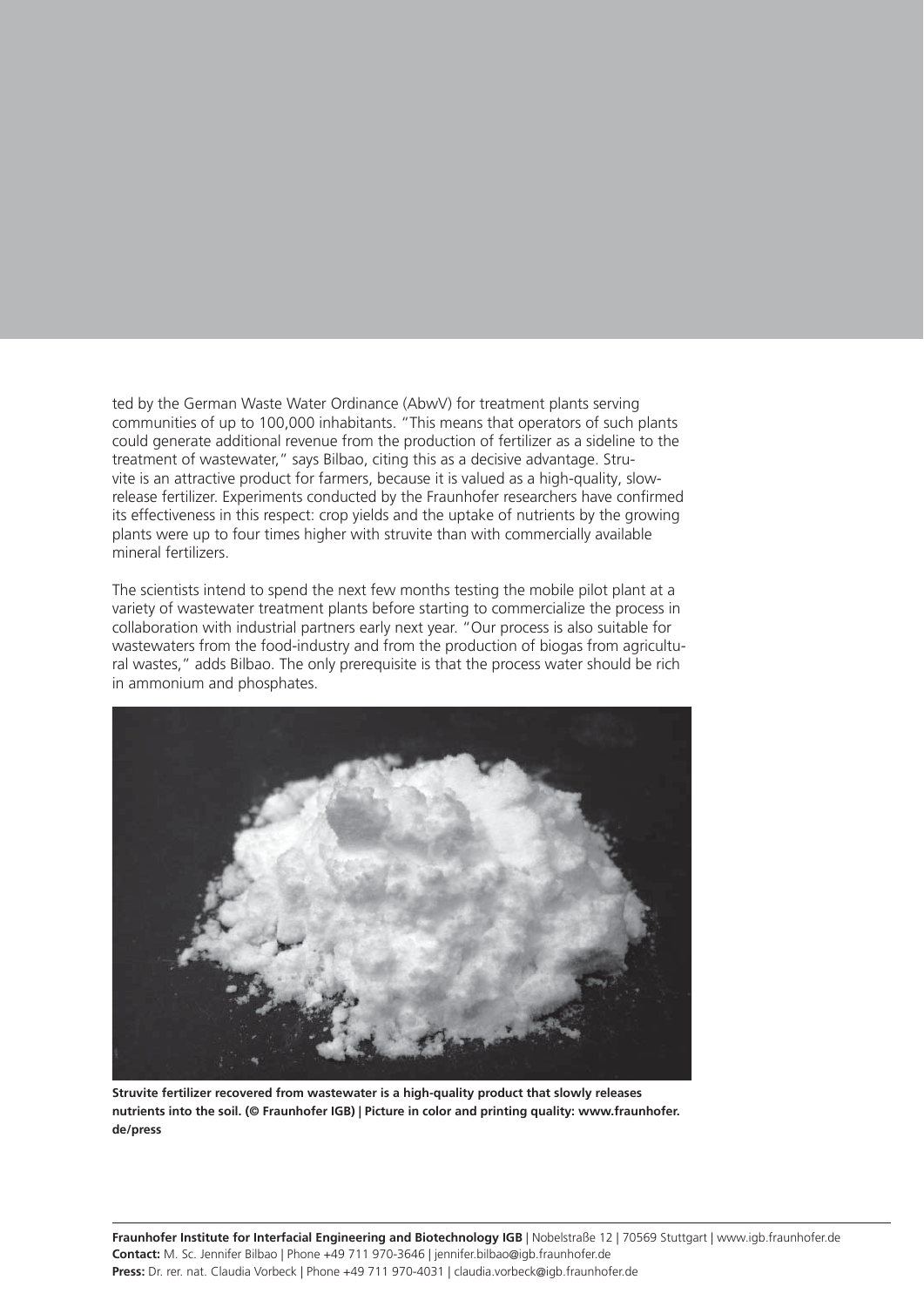ted by the German Waste Water Ordinance (AbwV) for treatment plants serving communities of up to 100,000 inhabitants. "This means that operators of such plants could generate additional revenue from the production of fertilizer as a sideline to the treatment of wastewater," says Bilbao, citing this as a decisive advantage. Struvite is an attractive product for farmers, because it is valued as a high-quality, slow-release fertilizer. Experiments conducted by the Fraunhofer researchers have confirmed its effectiveness in this respect: crop yields and the uptake of nutrients by the growing plants were up to four times higher with struvite than with commercially available mineral fertilizers.

The scientists intend to spend the next few months testing the mobile pilot plant at a variety of wastewater treatment plants before starting to commercialize the process in collaboration with industrial partners early next year. "Our process is also suitable for wastewaters from the food-industry and from the production of biogas from agricultural wastes," adds Bilbao. The only prerequisite is that the process water should be rich in ammonium and phosphates.

**Struvite fertilizer recovered from wastewater is a high-quality product that slowly releases nutrients into the soil. (© Fraunhofer IGB) | Picture in color and printing quality: www.fraunhofer.de/press**

**Fraunhofer Institute for Interfacial Engineering and Biotechnology IGB** | Nobelstraße 12 | 70569 Stuttgart | www.igb.fraunhofer.de
**Contact:** M. Sc. Jennifer Bilbao | Phone +49 711 970-3646 | jennifer.bilbao@igb.fraunhofer.de
**Press:** Dr. rer. nat. Claudia Vorbeck | Phone +49 711 970-4031 | claudia.vorbeck@igb.fraunhofer.de